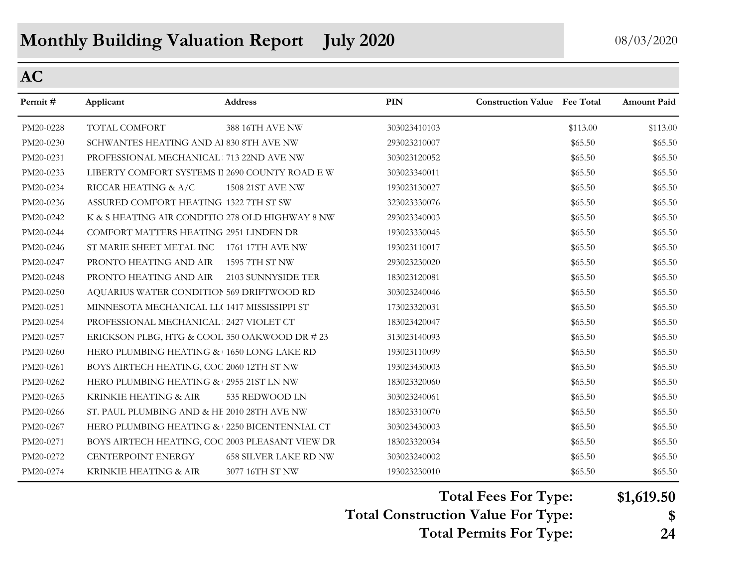# Monthly Building Valuation Report July 2020

08/03/2020

## AC

| Permit # | Applicant | Address | PIN | Construction Value | Fee Total | Amount Paid |
|---|---|---|---|---|---|---|
| PM20-0228 | TOTAL COMFORT | 388 16TH AVE NW | 303023410103 | | $113.00 | $113.00 |
| PM20-0230 | SCHWANTES HEATING AND AI | 830 8TH AVE NW | 293023210007 | | $65.50 | $65.50 |
| PM20-0231 | PROFESSIONAL MECHANICAL | 713 22ND AVE NW | 303023120052 | | $65.50 | $65.50 |
| PM20-0233 | LIBERTY COMFORT SYSTEMS II | 2690 COUNTY ROAD E W | 303023340011 | | $65.50 | $65.50 |
| PM20-0234 | RICCAR HEATING & A/C | 1508 21ST AVE NW | 193023130027 | | $65.50 | $65.50 |
| PM20-0236 | ASSURED COMFORT HEATING | 1322 7TH ST SW | 323023330076 | | $65.50 | $65.50 |
| PM20-0242 | K & S HEATING AIR CONDITIO | 278 OLD HIGHWAY 8 NW | 293023340003 | | $65.50 | $65.50 |
| PM20-0244 | COMFORT MATTERS HEATING | 2951 LINDEN DR | 193023330045 | | $65.50 | $65.50 |
| PM20-0246 | ST MARIE SHEET METAL INC | 1761 17TH AVE NW | 193023110017 | | $65.50 | $65.50 |
| PM20-0247 | PRONTO HEATING AND AIR | 1595 7TH ST NW | 293023230020 | | $65.50 | $65.50 |
| PM20-0248 | PRONTO HEATING AND AIR | 2103 SUNNYSIDE TER | 183023120081 | | $65.50 | $65.50 |
| PM20-0250 | AQUARIUS WATER CONDITION | 569 DRIFTWOOD RD | 303023240046 | | $65.50 | $65.50 |
| PM20-0251 | MINNESOTA MECHANICAL LL( | 1417 MISSISSIPPI ST | 173023320031 | | $65.50 | $65.50 |
| PM20-0254 | PROFESSIONAL MECHANICAL | 2427 VIOLET CT | 183023420047 | | $65.50 | $65.50 |
| PM20-0257 | ERICKSON PLBG, HTG & COOL | 350 OAKWOOD DR # 23 | 313023140093 | | $65.50 | $65.50 |
| PM20-0260 | HERO PLUMBING HEATING & | 1650 LONG LAKE RD | 193023110099 | | $65.50 | $65.50 |
| PM20-0261 | BOYS AIRTECH HEATING, COC | 2060 12TH ST NW | 193023430003 | | $65.50 | $65.50 |
| PM20-0262 | HERO PLUMBING HEATING & | 2955 21ST LN NW | 183023320060 | | $65.50 | $65.50 |
| PM20-0265 | KRINKIE HEATING & AIR | 535 REDWOOD LN | 303023240061 | | $65.50 | $65.50 |
| PM20-0266 | ST. PAUL PLUMBING AND & HE | 2010 28TH AVE NW | 183023310070 | | $65.50 | $65.50 |
| PM20-0267 | HERO PLUMBING HEATING & | 2250 BICENTENNIAL CT | 303023430003 | | $65.50 | $65.50 |
| PM20-0271 | BOYS AIRTECH HEATING, COC | 2003 PLEASANT VIEW DR | 183023320034 | | $65.50 | $65.50 |
| PM20-0272 | CENTERPOINT ENERGY | 658 SILVER LAKE RD NW | 303023240002 | | $65.50 | $65.50 |
| PM20-0274 | KRINKIE HEATING & AIR | 3077 16TH ST NW | 193023230010 | | $65.50 | $65.50 |

**Total Fees For Type: $1,619.50**

**Total Construction Value For Type: $**

**Total Permits For Type: 24**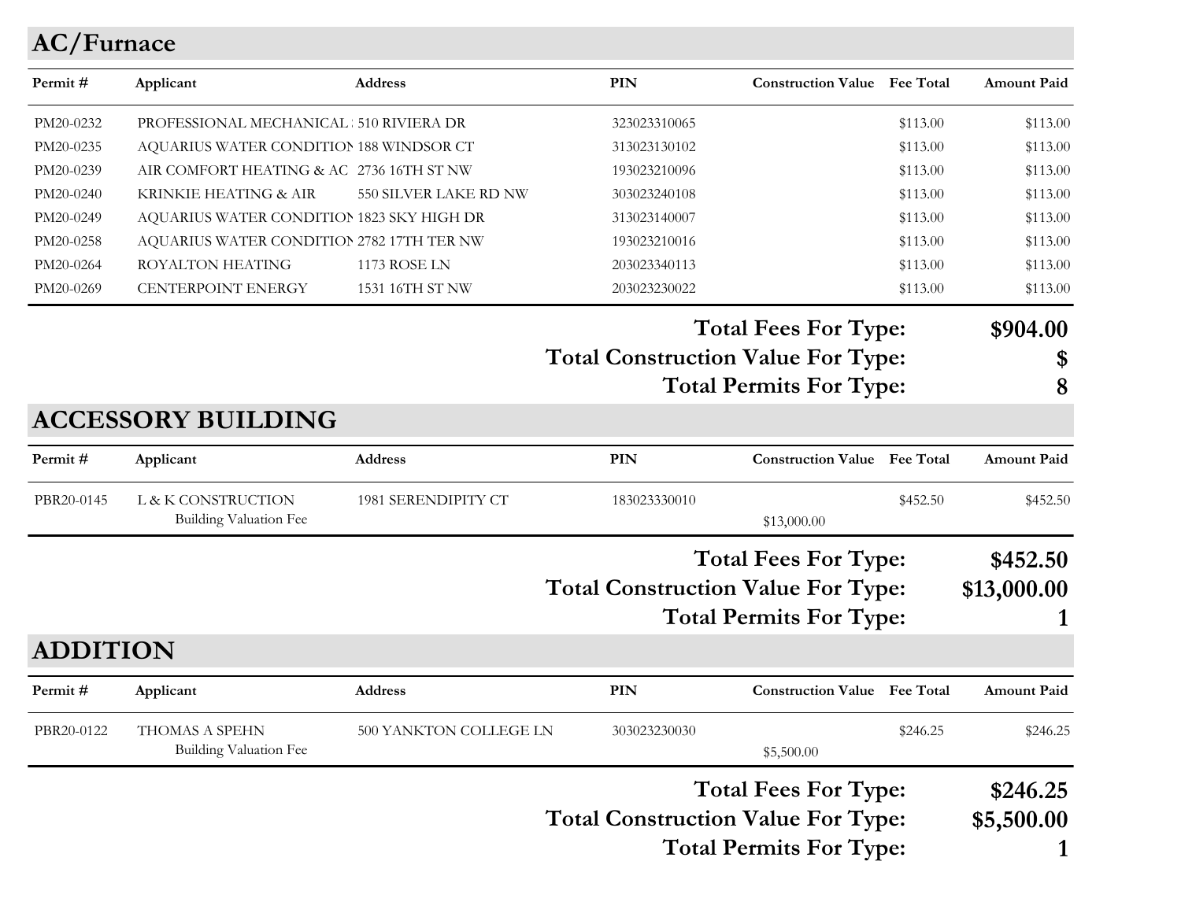## AC/Furnace

| Permit # | Applicant | Address | PIN | Construction Value | Fee Total | Amount Paid |
|---|---|---|---|---|---|---|
| PM20-0232 | PROFESSIONAL MECHANICAL | 510 RIVIERA DR | 323023310065 | | $113.00 | $113.00 |
| PM20-0235 | AQUARIUS WATER CONDITION | 188 WINDSOR CT | 313023130102 | | $113.00 | $113.00 |
| PM20-0239 | AIR COMFORT HEATING & AC | 2736 16TH ST NW | 193023210096 | | $113.00 | $113.00 |
| PM20-0240 | KRINKIE HEATING & AIR | 550 SILVER LAKE RD NW | 303023240108 | | $113.00 | $113.00 |
| PM20-0249 | AQUARIUS WATER CONDITION | 1823 SKY HIGH DR | 313023140007 | | $113.00 | $113.00 |
| PM20-0258 | AQUARIUS WATER CONDITION | 2782 17TH TER NW | 193023210016 | | $113.00 | $113.00 |
| PM20-0264 | ROYALTON HEATING | 1173 ROSE LN | 203023340113 | | $113.00 | $113.00 |
| PM20-0269 | CENTERPOINT ENERGY | 1531 16TH ST NW | 203023230022 | | $113.00 | $113.00 |

**Total Fees For Type: $904.00**
**Total Construction Value For Type: $**
**Total Permits For Type: 8**

## ACCESSORY BUILDING

| Permit # | Applicant | Address | PIN | Construction Value | Fee Total | Amount Paid |
|---|---|---|---|---|---|---|
| PBR20-0145 | L & K CONSTRUCTION | 1981 SERENDIPITY CT | 183023330010 | | $452.50 | $452.50 |
| | Building Valuation Fee | | | $13,000.00 | | |

**Total Fees For Type: $452.50**
**Total Construction Value For Type: $13,000.00**
**Total Permits For Type: 1**

## ADDITION

| Permit # | Applicant | Address | PIN | Construction Value | Fee Total | Amount Paid |
|---|---|---|---|---|---|---|
| PBR20-0122 | THOMAS A SPEHN | 500 YANKTON COLLEGE LN | 303023230030 | | $246.25 | $246.25 |
| | Building Valuation Fee | | | $5,500.00 | | |

**Total Fees For Type: $246.25**
**Total Construction Value For Type: $5,500.00**
**Total Permits For Type: 1**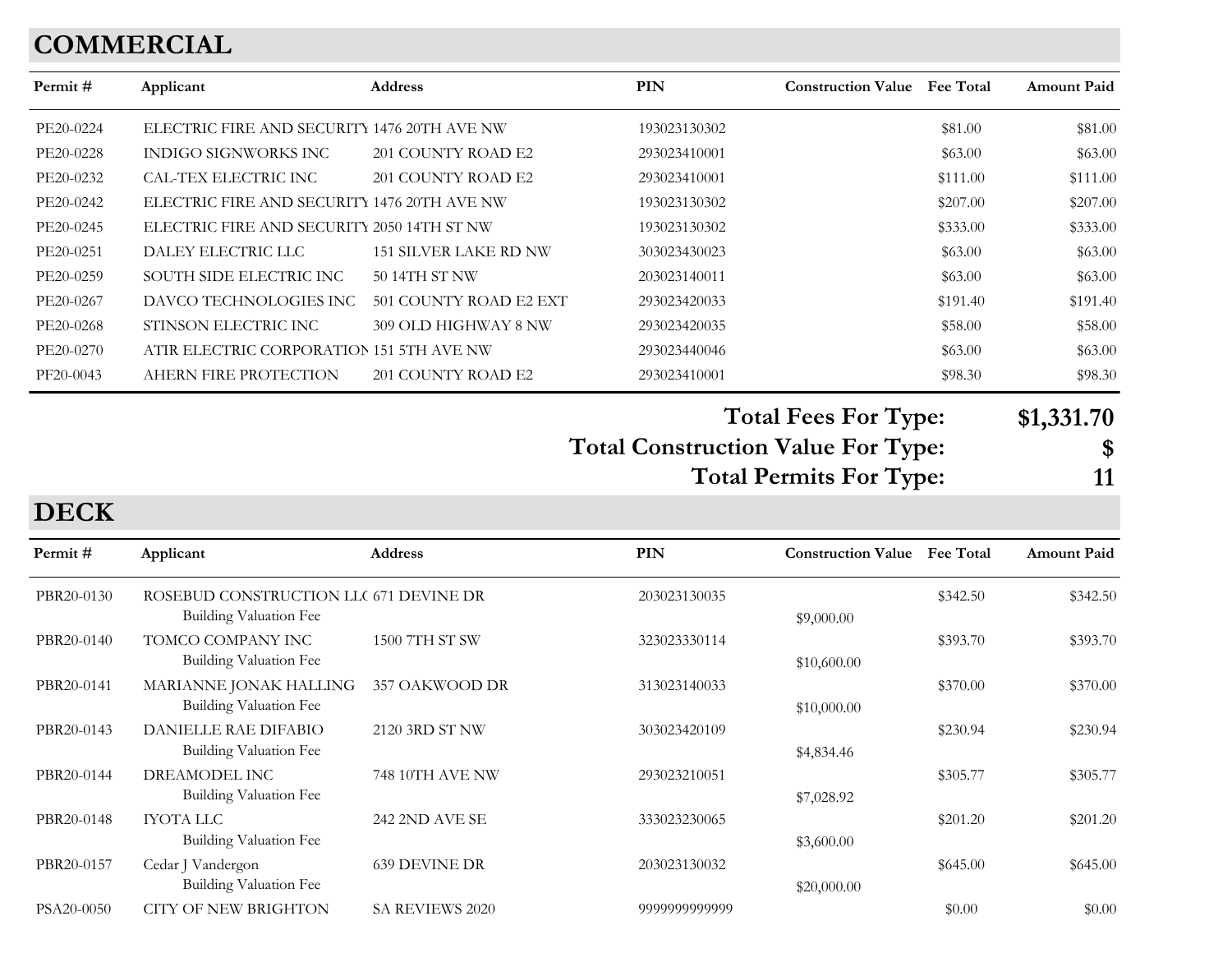## COMMERCIAL

| Permit # | Applicant | Address | PIN | Construction Value | Fee Total | Amount Paid |
|---|---|---|---|---|---|---|
| PE20-0224 | ELECTRIC FIRE AND SECURITY | 1476 20TH AVE NW | 193023130302 | | $81.00 | $81.00 |
| PE20-0228 | INDIGO SIGNWORKS INC | 201 COUNTY ROAD E2 | 293023410001 | | $63.00 | $63.00 |
| PE20-0232 | CAL-TEX ELECTRIC INC | 201 COUNTY ROAD E2 | 293023410001 | | $111.00 | $111.00 |
| PE20-0242 | ELECTRIC FIRE AND SECURITY | 1476 20TH AVE NW | 193023130302 | | $207.00 | $207.00 |
| PE20-0245 | ELECTRIC FIRE AND SECURITY | 2050 14TH ST NW | 193023130302 | | $333.00 | $333.00 |
| PE20-0251 | DALEY ELECTRIC LLC | 151 SILVER LAKE RD NW | 303023430023 | | $63.00 | $63.00 |
| PE20-0259 | SOUTH SIDE ELECTRIC INC | 50 14TH ST NW | 203023140011 | | $63.00 | $63.00 |
| PE20-0267 | DAVCO TECHNOLOGIES INC | 501 COUNTY ROAD E2 EXT | 293023420033 | | $191.40 | $191.40 |
| PE20-0268 | STINSON ELECTRIC INC | 309 OLD HIGHWAY 8 NW | 293023420035 | | $58.00 | $58.00 |
| PE20-0270 | ATIR ELECTRIC CORPORATION | 151 5TH AVE NW | 293023440046 | | $63.00 | $63.00 |
| PF20-0043 | AHERN FIRE PROTECTION | 201 COUNTY ROAD E2 | 293023410001 | | $98.30 | $98.30 |

**Total Fees For Type: $1,331.70**
**Total Construction Value For Type: $**
**Total Permits For Type: 11**

## DECK

| Permit # | Applicant | Address | PIN | Construction Value | Fee Total | Amount Paid |
|---|---|---|---|---|---|---|
| PBR20-0130 | ROSEBUD CONSTRUCTION LLC | 671 DEVINE DR | 203023130035 | | $342.50 | $342.50 |
| | Building Valuation Fee | | | $9,000.00 | | |
| PBR20-0140 | TOMCO COMPANY INC | 1500 7TH ST SW | 323023330114 | | $393.70 | $393.70 |
| | Building Valuation Fee | | | $10,600.00 | | |
| PBR20-0141 | MARIANNE JONAK HALLING | 357 OAKWOOD DR | 313023140033 | | $370.00 | $370.00 |
| | Building Valuation Fee | | | $10,000.00 | | |
| PBR20-0143 | DANIELLE RAE DIFABIO | 2120 3RD ST NW | 303023420109 | | $230.94 | $230.94 |
| | Building Valuation Fee | | | $4,834.46 | | |
| PBR20-0144 | DREAMODEL INC | 748 10TH AVE NW | 293023210051 | | $305.77 | $305.77 |
| | Building Valuation Fee | | | $7,028.92 | | |
| PBR20-0148 | IYOTA LLC | 242 2ND AVE SE | 333023230065 | | $201.20 | $201.20 |
| | Building Valuation Fee | | | $3,600.00 | | |
| PBR20-0157 | Cedar J Vandergon | 639 DEVINE DR | 203023130032 | | $645.00 | $645.00 |
| | Building Valuation Fee | | | $20,000.00 | | |
| PSA20-0050 | CITY OF NEW BRIGHTON | SA REVIEWS 2020 | 9999999999999 | | $0.00 | $0.00 |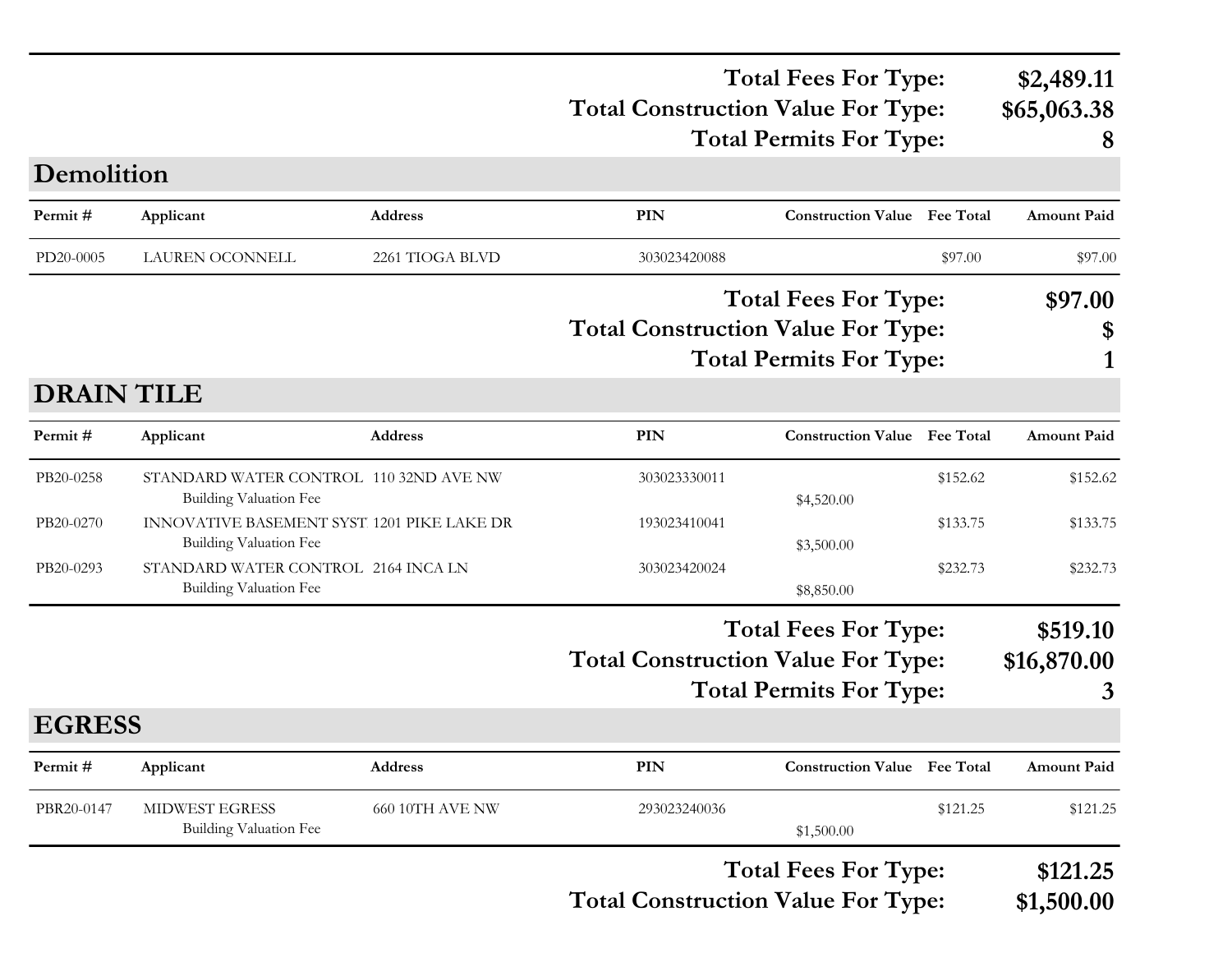| | |
|---|---|
| **Total Fees For Type:** | **$2,489.11** |
| **Total Construction Value For Type:** | **$65,063.38** |
| **Total Permits For Type:** | **8** |

## Demolition

| Permit # | Applicant | Address | PIN | Construction Value | Fee Total | Amount Paid |
|---|---|---|---|---|---|---|
| PD20-0005 | LAUREN OCONNELL | 2261 TIOGA BLVD | 303023420088 | | $97.00 | $97.00 |

| | |
|---|---|
| **Total Fees For Type:** | **$97.00** |
| **Total Construction Value For Type:** | **$** |
| **Total Permits For Type:** | **1** |

## DRAIN TILE

| Permit # | Applicant | Address | PIN | Construction Value | Fee Total | Amount Paid |
|---|---|---|---|---|---|---|
| PB20-0258 | STANDARD WATER CONTROL | 110 32ND AVE NW | 303023330011 | | $152.62 | $152.62 |
| | Building Valuation Fee | | | $4,520.00 | | |
| PB20-0270 | INNOVATIVE BASEMENT SYST | 1201 PIKE LAKE DR | 193023410041 | | $133.75 | $133.75 |
| | Building Valuation Fee | | | $3,500.00 | | |
| PB20-0293 | STANDARD WATER CONTROL | 2164 INCA LN | 303023420024 | | $232.73 | $232.73 |
| | Building Valuation Fee | | | $8,850.00 | | |

| | |
|---|---|
| **Total Fees For Type:** | **$519.10** |
| **Total Construction Value For Type:** | **$16,870.00** |
| **Total Permits For Type:** | **3** |

## EGRESS

| Permit # | Applicant | Address | PIN | Construction Value | Fee Total | Amount Paid |
|---|---|---|---|---|---|---|
| PBR20-0147 | MIDWEST EGRESS | 660 10TH AVE NW | 293023240036 | | $121.25 | $121.25 |
| | Building Valuation Fee | | | $1,500.00 | | |

| | |
|---|---|
| **Total Fees For Type:** | **$121.25** |
| **Total Construction Value For Type:** | **$1,500.00** |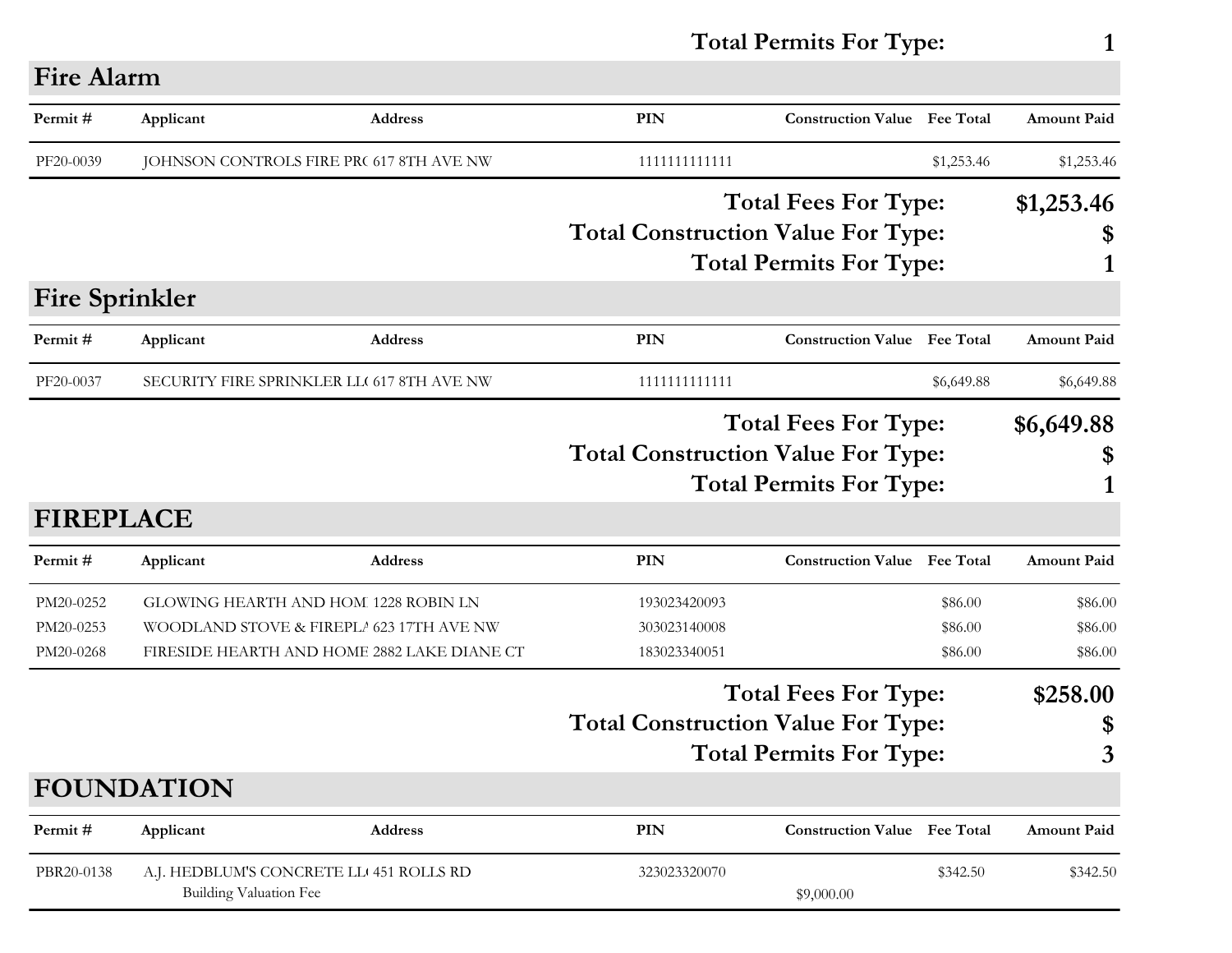**Total Permits For Type: 1**

## Fire Alarm

| Permit # | Applicant | Address | PIN | Construction Value | Fee Total | Amount Paid |
|---|---|---|---|---|---|---|
| PF20-0039 | JOHNSON CONTROLS FIRE PR( | 617 8TH AVE NW | 1111111111111 | | $1,253.46 | $1,253.46 |

**Total Fees For Type: $1,253.46**

**Total Construction Value For Type: $**

**Total Permits For Type: 1**

## Fire Sprinkler

| Permit # | Applicant | Address | PIN | Construction Value | Fee Total | Amount Paid |
|---|---|---|---|---|---|---|
| PF20-0037 | SECURITY FIRE SPRINKLER LL( | 617 8TH AVE NW | 1111111111111 | | $6,649.88 | $6,649.88 |

**Total Fees For Type: $6,649.88**

**Total Construction Value For Type: $**

**Total Permits For Type: 1**

## FIREPLACE

| Permit # | Applicant | Address | PIN | Construction Value | Fee Total | Amount Paid |
|---|---|---|---|---|---|---|
| PM20-0252 | GLOWING HEARTH AND HOM | 1228 ROBIN LN | 193023420093 | | $86.00 | $86.00 |
| PM20-0253 | WOODLAND STOVE & FIREPLA | 623 17TH AVE NW | 303023140008 | | $86.00 | $86.00 |
| PM20-0268 | FIRESIDE HEARTH AND HOME | 2882 LAKE DIANE CT | 183023340051 | | $86.00 | $86.00 |

**Total Fees For Type: $258.00**

**Total Construction Value For Type: $**

**Total Permits For Type: 3**

## FOUNDATION

| Permit # | Applicant | Address | PIN | Construction Value | Fee Total | Amount Paid |
|---|---|---|---|---|---|---|
| PBR20-0138 | A.J. HEDBLUM'S CONCRETE LL( | 451 ROLLS RD | 323023320070 | | $342.50 | $342.50 |
| | Building Valuation Fee | | | $9,000.00 | | |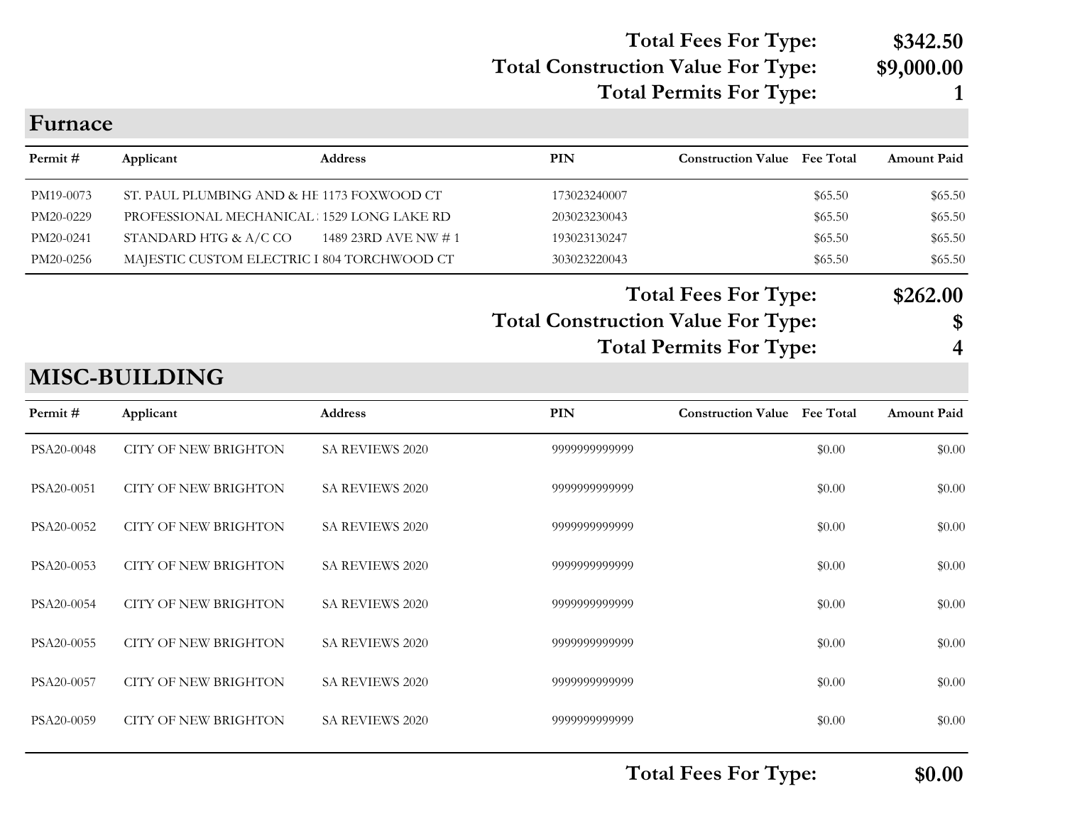**Total Fees For Type:** **$342.50**
**Total Construction Value For Type:** **$9,000.00**
**Total Permits For Type:** **1**

## Furnace

| Permit # | Applicant | Address | PIN | Construction Value | Fee Total | Amount Paid |
|---|---|---|---|---|---|---|
| PM19-0073 | ST. PAUL PLUMBING AND & HE | 1173 FOXWOOD CT | 173023240007 | | $65.50 | $65.50 |
| PM20-0229 | PROFESSIONAL MECHANICAL : | 1529 LONG LAKE RD | 203023230043 | | $65.50 | $65.50 |
| PM20-0241 | STANDARD HTG & A/C CO | 1489 23RD AVE NW # 1 | 193023130247 | | $65.50 | $65.50 |
| PM20-0256 | MAJESTIC CUSTOM ELECTRIC I | 804 TORCHWOOD CT | 303023220043 | | $65.50 | $65.50 |

**Total Fees For Type:** **$262.00**
**Total Construction Value For Type:** **$**
**Total Permits For Type:** **4**

## MISC-BUILDING

| Permit # | Applicant | Address | PIN | Construction Value | Fee Total | Amount Paid |
|---|---|---|---|---|---|---|
| PSA20-0048 | CITY OF NEW BRIGHTON | SA REVIEWS 2020 | 9999999999999 | | $0.00 | $0.00 |
| PSA20-0051 | CITY OF NEW BRIGHTON | SA REVIEWS 2020 | 9999999999999 | | $0.00 | $0.00 |
| PSA20-0052 | CITY OF NEW BRIGHTON | SA REVIEWS 2020 | 9999999999999 | | $0.00 | $0.00 |
| PSA20-0053 | CITY OF NEW BRIGHTON | SA REVIEWS 2020 | 9999999999999 | | $0.00 | $0.00 |
| PSA20-0054 | CITY OF NEW BRIGHTON | SA REVIEWS 2020 | 9999999999999 | | $0.00 | $0.00 |
| PSA20-0055 | CITY OF NEW BRIGHTON | SA REVIEWS 2020 | 9999999999999 | | $0.00 | $0.00 |
| PSA20-0057 | CITY OF NEW BRIGHTON | SA REVIEWS 2020 | 9999999999999 | | $0.00 | $0.00 |
| PSA20-0059 | CITY OF NEW BRIGHTON | SA REVIEWS 2020 | 9999999999999 | | $0.00 | $0.00 |

**Total Fees For Type:** **$0.00**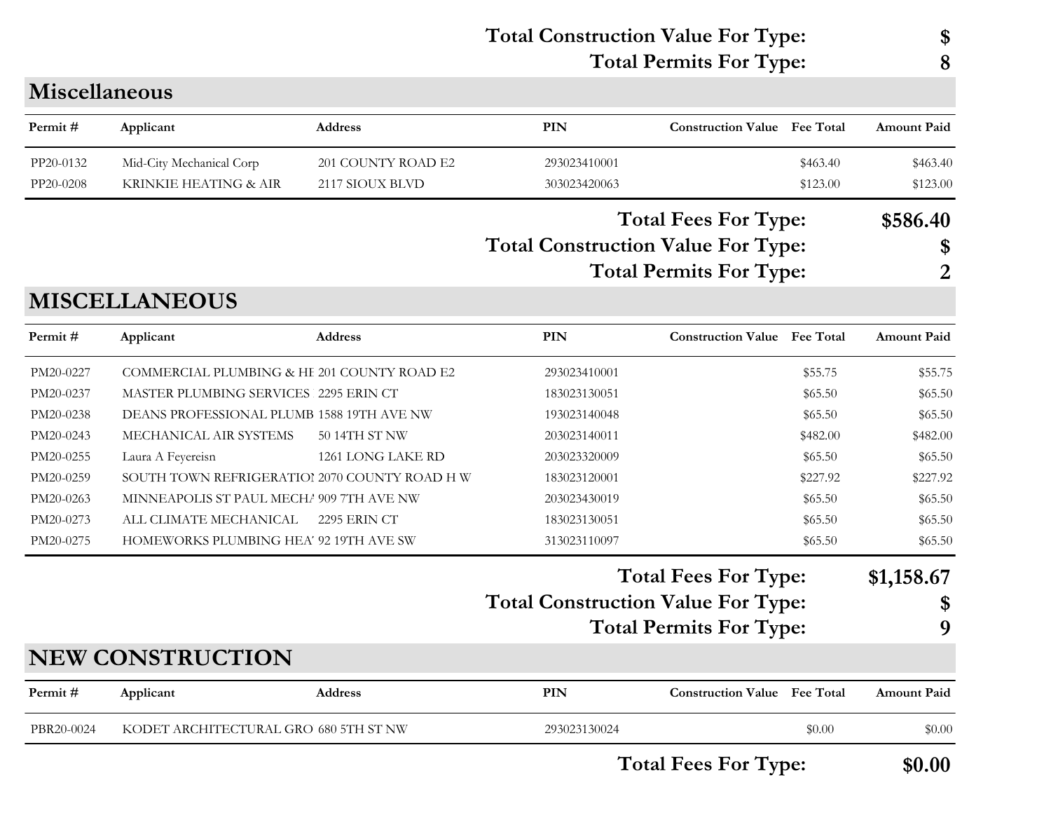**Total Construction Value For Type:** **$**
**Total Permits For Type:** **8**

## Miscellaneous

| Permit # | Applicant | Address | PIN | Construction Value | Fee Total | Amount Paid |
|---|---|---|---|---|---|---|
| PP20-0132 | Mid-City Mechanical Corp | 201 COUNTY ROAD E2 | 293023410001 | | $463.40 | $463.40 |
| PP20-0208 | KRINKIE HEATING & AIR | 2117 SIOUX BLVD | 303023420063 | | $123.00 | $123.00 |

**Total Fees For Type:** **$586.40**
**Total Construction Value For Type:** **$**
**Total Permits For Type:** **2**

## MISCELLANEOUS

| Permit # | Applicant | Address | PIN | Construction Value | Fee Total | Amount Paid |
|---|---|---|---|---|---|---|
| PM20-0227 | COMMERCIAL PLUMBING & HE | 201 COUNTY ROAD E2 | 293023410001 | | $55.75 | $55.75 |
| PM20-0237 | MASTER PLUMBING SERVICES | 2295 ERIN CT | 183023130051 | | $65.50 | $65.50 |
| PM20-0238 | DEANS PROFESSIONAL PLUMB | 1588 19TH AVE NW | 193023140048 | | $65.50 | $65.50 |
| PM20-0243 | MECHANICAL AIR SYSTEMS | 50 14TH ST NW | 203023140011 | | $482.00 | $482.00 |
| PM20-0255 | Laura A Feyereisn | 1261 LONG LAKE RD | 203023320009 | | $65.50 | $65.50 |
| PM20-0259 | SOUTH TOWN REFRIGERATIO | 2070 COUNTY ROAD H W | 183023120001 | | $227.92 | $227.92 |
| PM20-0263 | MINNEAPOLIS ST PAUL MECHA | 909 7TH AVE NW | 203023430019 | | $65.50 | $65.50 |
| PM20-0273 | ALL CLIMATE MECHANICAL | 2295 ERIN CT | 183023130051 | | $65.50 | $65.50 |
| PM20-0275 | HOMEWORKS PLUMBING HEA | 92 19TH AVE SW | 313023110097 | | $65.50 | $65.50 |

**Total Fees For Type:** **$1,158.67**
**Total Construction Value For Type:** **$**
**Total Permits For Type:** **9**

## NEW CONSTRUCTION

| Permit # | Applicant | Address | PIN | Construction Value | Fee Total | Amount Paid |
|---|---|---|---|---|---|---|
| PBR20-0024 | KODET ARCHITECTURAL GRO | 680 5TH ST NW | 293023130024 | | $0.00 | $0.00 |

**Total Fees For Type:** **$0.00**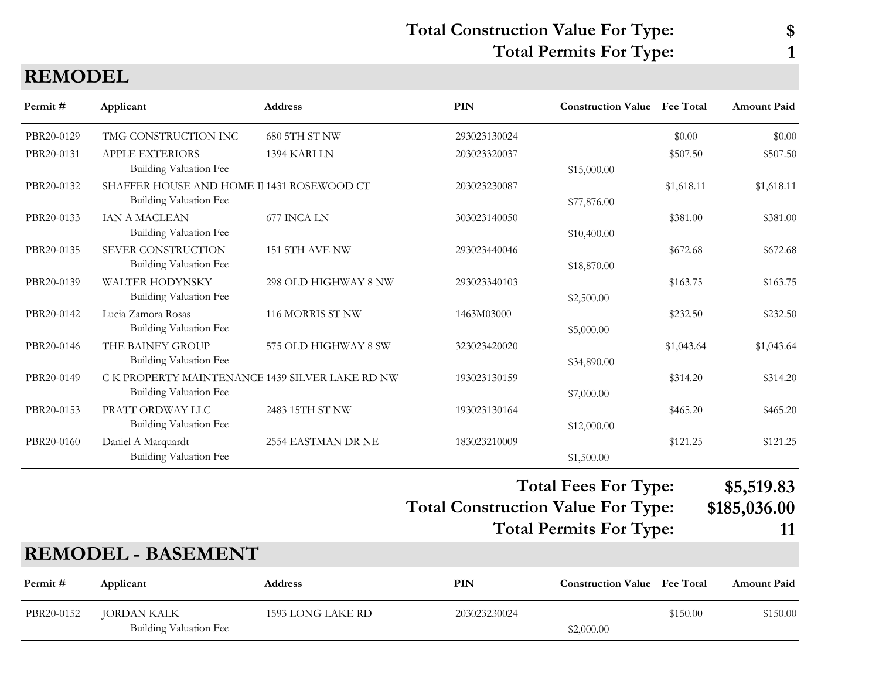**Total Construction Value For Type:** **$**
**Total Permits For Type:** **1**

## REMODEL

| Permit # | Applicant | Address | PIN | Construction Value | Fee Total | Amount Paid |
|---|---|---|---|---|---|---|
| PBR20-0129 | TMG CONSTRUCTION INC | 680 5TH ST NW | 293023130024 | | $0.00 | $0.00 |
| PBR20-0131 | APPLE EXTERIORS | 1394 KARI LN | 203023320037 | | $507.50 | $507.50 |
| | Building Valuation Fee | | | $15,000.00 | | |
| PBR20-0132 | SHAFFER HOUSE AND HOME I | 1431 ROSEWOOD CT | 203023230087 | | $1,618.11 | $1,618.11 |
| | Building Valuation Fee | | | $77,876.00 | | |
| PBR20-0133 | IAN A MACLEAN | 677 INCA LN | 303023140050 | | $381.00 | $381.00 |
| | Building Valuation Fee | | | $10,400.00 | | |
| PBR20-0135 | SEVER CONSTRUCTION | 151 5TH AVE NW | 293023440046 | | $672.68 | $672.68 |
| | Building Valuation Fee | | | $18,870.00 | | |
| PBR20-0139 | WALTER HODYNSKY | 298 OLD HIGHWAY 8 NW | 293023340103 | | $163.75 | $163.75 |
| | Building Valuation Fee | | | $2,500.00 | | |
| PBR20-0142 | Lucia Zamora Rosas | 116 MORRIS ST NW | 1463M03000 | | $232.50 | $232.50 |
| | Building Valuation Fee | | | $5,000.00 | | |
| PBR20-0146 | THE BAINEY GROUP | 575 OLD HIGHWAY 8 SW | 323023420020 | | $1,043.64 | $1,043.64 |
| | Building Valuation Fee | | | $34,890.00 | | |
| PBR20-0149 | C K PROPERTY MAINTENANCE | 1439 SILVER LAKE RD NW | 193023130159 | | $314.20 | $314.20 |
| | Building Valuation Fee | | | $7,000.00 | | |
| PBR20-0153 | PRATT ORDWAY LLC | 2483 15TH ST NW | 193023130164 | | $465.20 | $465.20 |
| | Building Valuation Fee | | | $12,000.00 | | |
| PBR20-0160 | Daniel A Marquardt | 2554 EASTMAN DR NE | 183023210009 | | $121.25 | $121.25 |
| | Building Valuation Fee | | | $1,500.00 | | |

**Total Fees For Type:** **$5,519.83**
**Total Construction Value For Type:** **$185,036.00**
**Total Permits For Type:** **11**

## REMODEL - BASEMENT

| Permit # | Applicant | Address | PIN | Construction Value | Fee Total | Amount Paid |
|---|---|---|---|---|---|---|
| PBR20-0152 | JORDAN KALK | 1593 LONG LAKE RD | 203023230024 | | $150.00 | $150.00 |
| | Building Valuation Fee | | | $2,000.00 | | |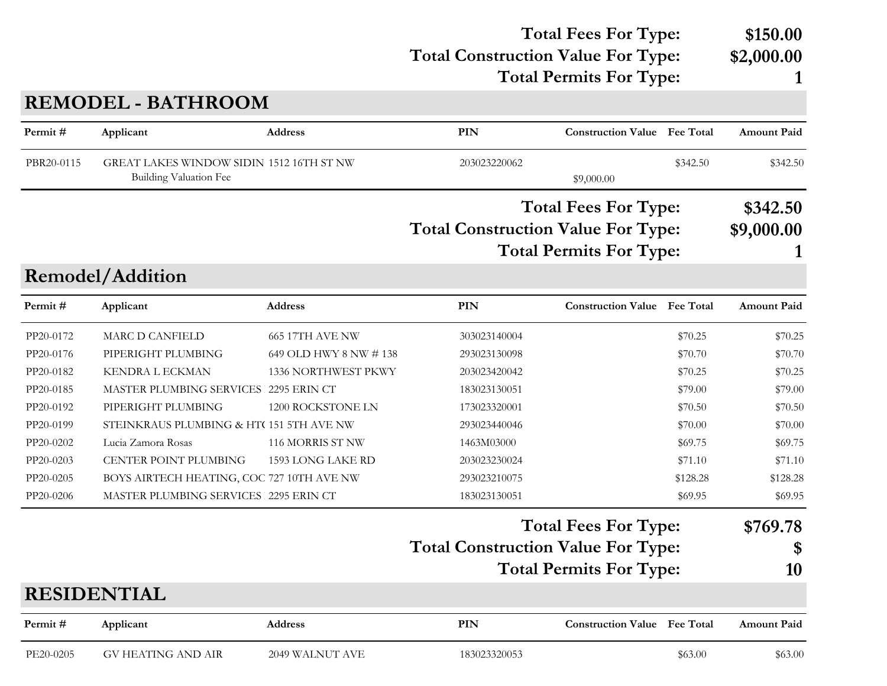**Total Fees For Type: $150.00**
**Total Construction Value For Type: $2,000.00**
**Total Permits For Type: 1**

## REMODEL - BATHROOM

| Permit # | Applicant | Address | PIN | Construction Value | Fee Total | Amount Paid |
|---|---|---|---|---|---|---|
| PBR20-0115 | GREAT LAKES WINDOW SIDIN | 1512 16TH ST NW | 203023220062 | | $342.50 | $342.50 |
| | Building Valuation Fee | | | $9,000.00 | | |

**Total Fees For Type: $342.50**
**Total Construction Value For Type: $9,000.00**
**Total Permits For Type: 1**

## Remodel/Addition

| Permit # | Applicant | Address | PIN | Construction Value | Fee Total | Amount Paid |
|---|---|---|---|---|---|---|
| PP20-0172 | MARC D CANFIELD | 665 17TH AVE NW | 303023140004 | | $70.25 | $70.25 |
| PP20-0176 | PIPERIGHT PLUMBING | 649 OLD HWY 8 NW # 138 | 293023130098 | | $70.70 | $70.70 |
| PP20-0182 | KENDRA L ECKMAN | 1336 NORTHWEST PKWY | 203023420042 | | $70.25 | $70.25 |
| PP20-0185 | MASTER PLUMBING SERVICES | 2295 ERIN CT | 183023130051 | | $79.00 | $79.00 |
| PP20-0192 | PIPERIGHT PLUMBING | 1200 ROCKSTONE LN | 173023320001 | | $70.50 | $70.50 |
| PP20-0199 | STEINKRAUS PLUMBING & HT( | 151 5TH AVE NW | 293023440046 | | $70.00 | $70.00 |
| PP20-0202 | Lucia Zamora Rosas | 116 MORRIS ST NW | 1463M03000 | | $69.75 | $69.75 |
| PP20-0203 | CENTER POINT PLUMBING | 1593 LONG LAKE RD | 203023230024 | | $71.10 | $71.10 |
| PP20-0205 | BOYS AIRTECH HEATING, COC | 727 10TH AVE NW | 293023210075 | | $128.28 | $128.28 |
| PP20-0206 | MASTER PLUMBING SERVICES | 2295 ERIN CT | 183023130051 | | $69.95 | $69.95 |

**Total Fees For Type: $769.78**
**Total Construction Value For Type: $**
**Total Permits For Type: 10**

## RESIDENTIAL

| Permit # | Applicant | Address | PIN | Construction Value | Fee Total | Amount Paid |
|---|---|---|---|---|---|---|
| PE20-0205 | GV HEATING AND AIR | 2049 WALNUT AVE | 183023320053 | | $63.00 | $63.00 |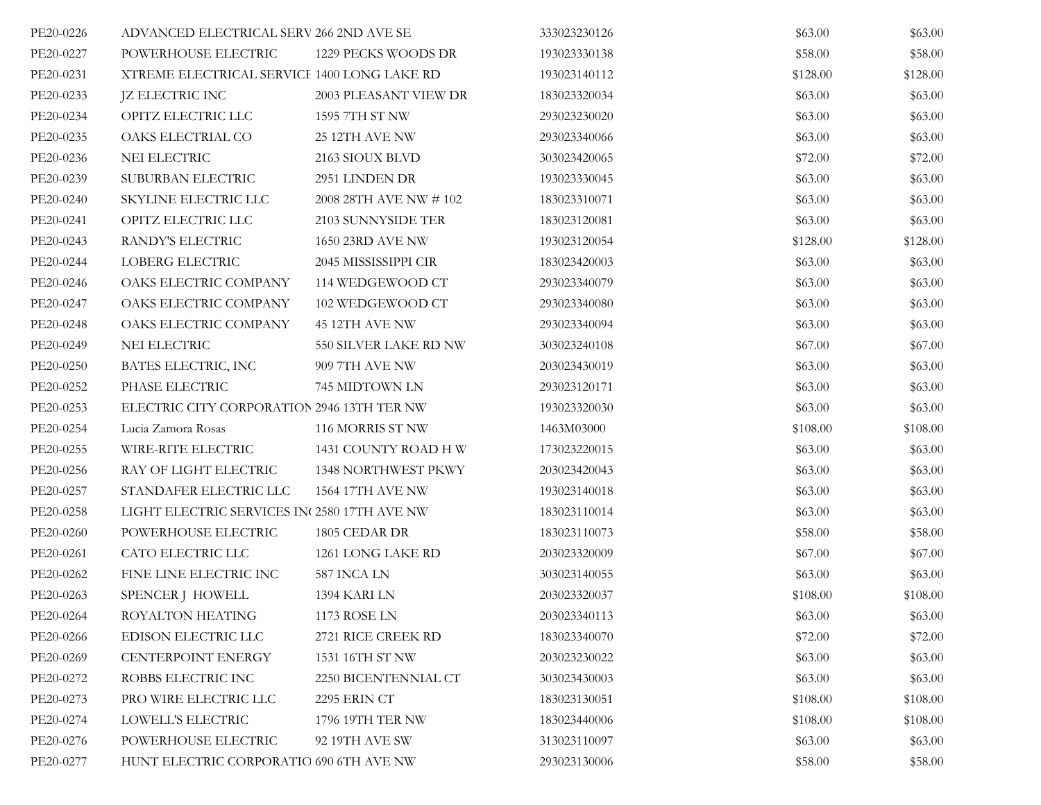| | | | | | |
|---|---|---|---|---|---|
| PE20-0226 | ADVANCED ELECTRICAL SERV | 266 2ND AVE SE | 333023230126 | $63.00 | $63.00 |
| PE20-0227 | POWERHOUSE ELECTRIC | 1229 PECKS WOODS DR | 193023330138 | $58.00 | $58.00 |
| PE20-0231 | XTREME ELECTRICAL SERVICE | 1400 LONG LAKE RD | 193023140112 | $128.00 | $128.00 |
| PE20-0233 | JZ ELECTRIC INC | 2003 PLEASANT VIEW DR | 183023320034 | $63.00 | $63.00 |
| PE20-0234 | OPITZ ELECTRIC LLC | 1595 7TH ST NW | 293023230020 | $63.00 | $63.00 |
| PE20-0235 | OAKS ELECTRIAL CO | 25 12TH AVE NW | 293023340066 | $63.00 | $63.00 |
| PE20-0236 | NEI ELECTRIC | 2163 SIOUX BLVD | 303023420065 | $72.00 | $72.00 |
| PE20-0239 | SUBURBAN ELECTRIC | 2951 LINDEN DR | 193023330045 | $63.00 | $63.00 |
| PE20-0240 | SKYLINE ELECTRIC LLC | 2008 28TH AVE NW # 102 | 183023310071 | $63.00 | $63.00 |
| PE20-0241 | OPITZ ELECTRIC LLC | 2103 SUNNYSIDE TER | 183023120081 | $63.00 | $63.00 |
| PE20-0243 | RANDY'S ELECTRIC | 1650 23RD AVE NW | 193023120054 | $128.00 | $128.00 |
| PE20-0244 | LOBERG ELECTRIC | 2045 MISSISSIPPI CIR | 183023420003 | $63.00 | $63.00 |
| PE20-0246 | OAKS ELECTRIC COMPANY | 114 WEDGEWOOD CT | 293023340079 | $63.00 | $63.00 |
| PE20-0247 | OAKS ELECTRIC COMPANY | 102 WEDGEWOOD CT | 293023340080 | $63.00 | $63.00 |
| PE20-0248 | OAKS ELECTRIC COMPANY | 45 12TH AVE NW | 293023340094 | $63.00 | $63.00 |
| PE20-0249 | NEI ELECTRIC | 550 SILVER LAKE RD NW | 303023240108 | $67.00 | $67.00 |
| PE20-0250 | BATES ELECTRIC, INC | 909 7TH AVE NW | 203023430019 | $63.00 | $63.00 |
| PE20-0252 | PHASE ELECTRIC | 745 MIDTOWN LN | 293023120171 | $63.00 | $63.00 |
| PE20-0253 | ELECTRIC CITY CORPORATION | 2946 13TH TER NW | 193023320030 | $63.00 | $63.00 |
| PE20-0254 | Lucia Zamora Rosas | 116 MORRIS ST NW | 1463M03000 | $108.00 | $108.00 |
| PE20-0255 | WIRE-RITE ELECTRIC | 1431 COUNTY ROAD H W | 173023220015 | $63.00 | $63.00 |
| PE20-0256 | RAY OF LIGHT ELECTRIC | 1348 NORTHWEST PKWY | 203023420043 | $63.00 | $63.00 |
| PE20-0257 | STANDAFER ELECTRIC LLC | 1564 17TH AVE NW | 193023140018 | $63.00 | $63.00 |
| PE20-0258 | LIGHT ELECTRIC SERVICES IN( | 2580 17TH AVE NW | 183023110014 | $63.00 | $63.00 |
| PE20-0260 | POWERHOUSE ELECTRIC | 1805 CEDAR DR | 183023110073 | $58.00 | $58.00 |
| PE20-0261 | CATO ELECTRIC LLC | 1261 LONG LAKE RD | 203023320009 | $67.00 | $67.00 |
| PE20-0262 | FINE LINE ELECTRIC INC | 587 INCA LN | 303023140055 | $63.00 | $63.00 |
| PE20-0263 | SPENCER J HOWELL | 1394 KARI LN | 203023320037 | $108.00 | $108.00 |
| PE20-0264 | ROYALTON HEATING | 1173 ROSE LN | 203023340113 | $63.00 | $63.00 |
| PE20-0266 | EDISON ELECTRIC LLC | 2721 RICE CREEK RD | 183023340070 | $72.00 | $72.00 |
| PE20-0269 | CENTERPOINT ENERGY | 1531 16TH ST NW | 203023230022 | $63.00 | $63.00 |
| PE20-0272 | ROBBS ELECTRIC INC | 2250 BICENTENNIAL CT | 303023430003 | $63.00 | $63.00 |
| PE20-0273 | PRO WIRE ELECTRIC LLC | 2295 ERIN CT | 183023130051 | $108.00 | $108.00 |
| PE20-0274 | LOWELL'S ELECTRIC | 1796 19TH TER NW | 183023440006 | $108.00 | $108.00 |
| PE20-0276 | POWERHOUSE ELECTRIC | 92 19TH AVE SW | 313023110097 | $63.00 | $63.00 |
| PE20-0277 | HUNT ELECTRIC CORPORATIO | 690 6TH AVE NW | 293023130006 | $58.00 | $58.00 |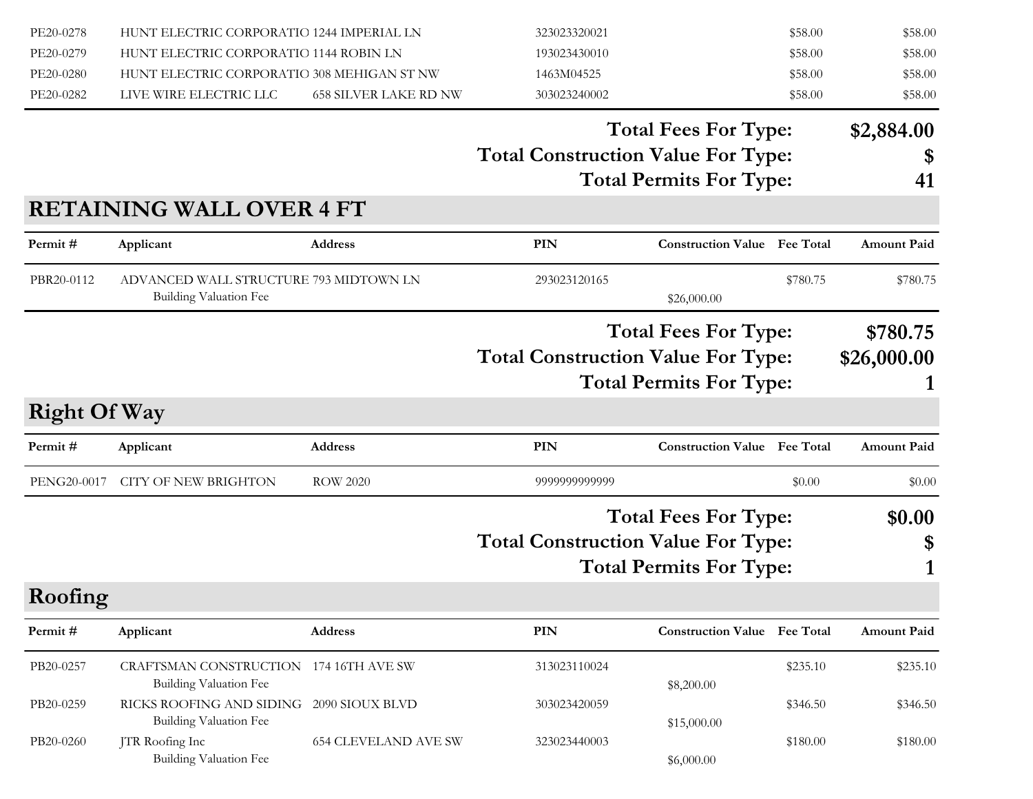| Permit # | Applicant | Address | PIN | Construction Value | Fee Total | Amount Paid |
|---|---|---|---|---|---|---|
| PE20-0278 | HUNT ELECTRIC CORPORATIO | 1244 IMPERIAL LN | 323023320021 | | $58.00 | $58.00 |
| PE20-0279 | HUNT ELECTRIC CORPORATIO | 1144 ROBIN LN | 193023430010 | | $58.00 | $58.00 |
| PE20-0280 | HUNT ELECTRIC CORPORATIO | 308 MEHIGAN ST NW | 1463M04525 | | $58.00 | $58.00 |
| PE20-0282 | LIVE WIRE ELECTRIC LLC | 658 SILVER LAKE RD NW | 303023240002 | | $58.00 | $58.00 |

**Total Fees For Type: $2,884.00**
**Total Construction Value For Type: $**
**Total Permits For Type: 41**

## RETAINING WALL OVER 4 FT

| Permit # | Applicant | Address | PIN | Construction Value | Fee Total | Amount Paid |
|---|---|---|---|---|---|---|
| PBR20-0112 | ADVANCED WALL STRUCTURE | 793 MIDTOWN LN | 293023120165 | | $780.75 | $780.75 |
| | Building Valuation Fee | | | $26,000.00 | | |

**Total Fees For Type: $780.75**
**Total Construction Value For Type: $26,000.00**
**Total Permits For Type: 1**

## Right Of Way

| Permit # | Applicant | Address | PIN | Construction Value | Fee Total | Amount Paid |
|---|---|---|---|---|---|---|
| PENG20-0017 | CITY OF NEW BRIGHTON | ROW 2020 | 9999999999999 | | $0.00 | $0.00 |

**Total Fees For Type: $0.00**
**Total Construction Value For Type: $**
**Total Permits For Type: 1**

## Roofing

| Permit # | Applicant | Address | PIN | Construction Value | Fee Total | Amount Paid |
|---|---|---|---|---|---|---|
| PB20-0257 | CRAFTSMAN CONSTRUCTION | 174 16TH AVE SW | 313023110024 | | $235.10 | $235.10 |
| | Building Valuation Fee | | | $8,200.00 | | |
| PB20-0259 | RICKS ROOFING AND SIDING | 2090 SIOUX BLVD | 303023420059 | | $346.50 | $346.50 |
| | Building Valuation Fee | | | $15,000.00 | | |
| PB20-0260 | JTR Roofing Inc | 654 CLEVELAND AVE SW | 323023440003 | | $180.00 | $180.00 |
| | Building Valuation Fee | | | $6,000.00 | | |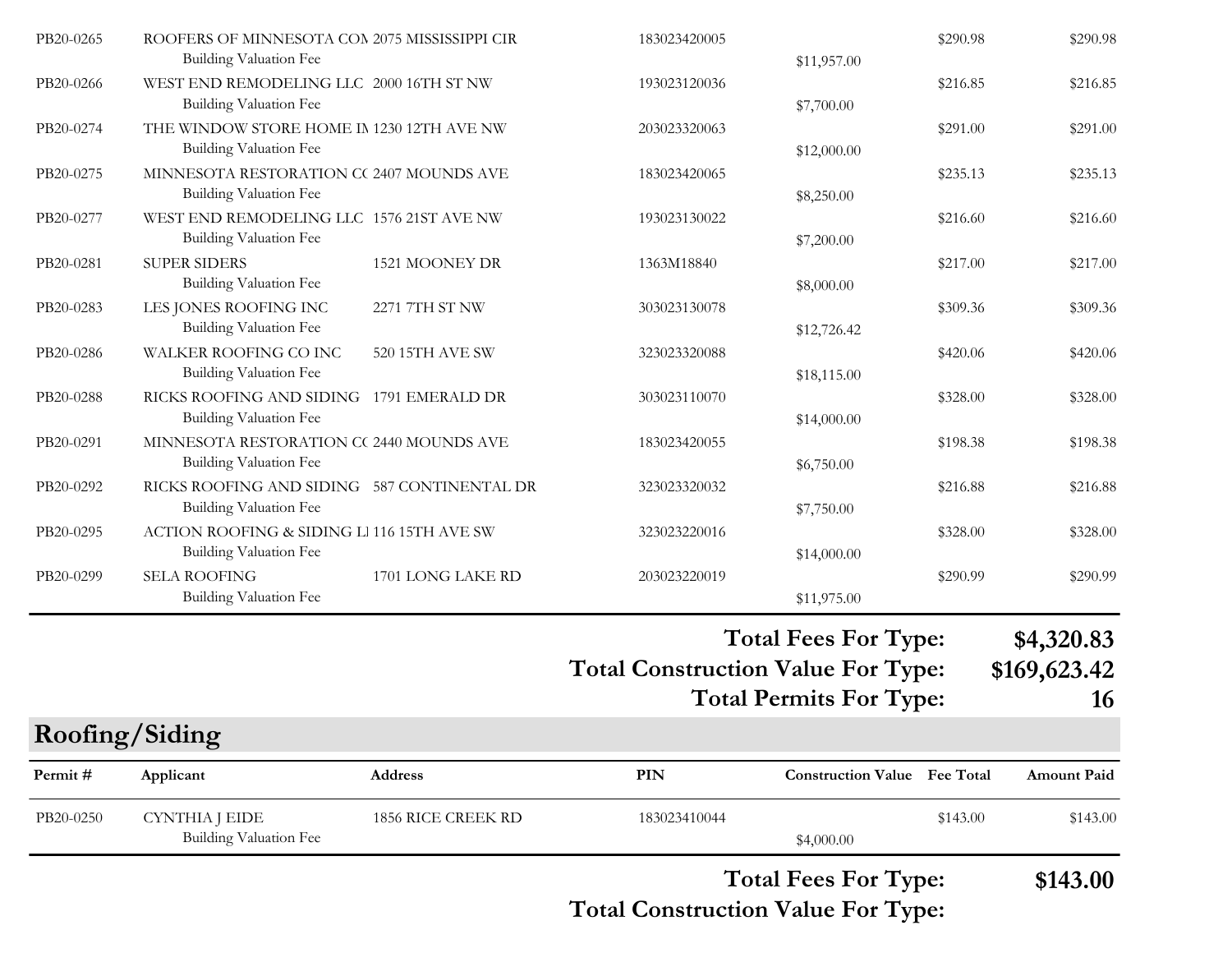| Permit # | Applicant | Address | PIN | Construction Value | Fee Total | Amount Paid |
|---|---|---|---|---|---|---|
| PB20-0265 | ROOFERS OF MINNESOTA COM | 2075 MISSISSIPPI CIR | 183023420005 | | $290.98 | $290.98 |
| | Building Valuation Fee | | | $11,957.00 | | |
| PB20-0266 | WEST END REMODELING LLC | 2000 16TH ST NW | 193023120036 | | $216.85 | $216.85 |
| | Building Valuation Fee | | | $7,700.00 | | |
| PB20-0274 | THE WINDOW STORE HOME IN | 1230 12TH AVE NW | 203023320063 | | $291.00 | $291.00 |
| | Building Valuation Fee | | | $12,000.00 | | |
| PB20-0275 | MINNESOTA RESTORATION CO | 2407 MOUNDS AVE | 183023420065 | | $235.13 | $235.13 |
| | Building Valuation Fee | | | $8,250.00 | | |
| PB20-0277 | WEST END REMODELING LLC | 1576 21ST AVE NW | 193023130022 | | $216.60 | $216.60 |
| | Building Valuation Fee | | | $7,200.00 | | |
| PB20-0281 | SUPER SIDERS | 1521 MOONEY DR | 1363M18840 | | $217.00 | $217.00 |
| | Building Valuation Fee | | | $8,000.00 | | |
| PB20-0283 | LES JONES ROOFING INC | 2271 7TH ST NW | 303023130078 | | $309.36 | $309.36 |
| | Building Valuation Fee | | | $12,726.42 | | |
| PB20-0286 | WALKER ROOFING CO INC | 520 15TH AVE SW | 323023320088 | | $420.06 | $420.06 |
| | Building Valuation Fee | | | $18,115.00 | | |
| PB20-0288 | RICKS ROOFING AND SIDING | 1791 EMERALD DR | 303023110070 | | $328.00 | $328.00 |
| | Building Valuation Fee | | | $14,000.00 | | |
| PB20-0291 | MINNESOTA RESTORATION CO | 2440 MOUNDS AVE | 183023420055 | | $198.38 | $198.38 |
| | Building Valuation Fee | | | $6,750.00 | | |
| PB20-0292 | RICKS ROOFING AND SIDING | 587 CONTINENTAL DR | 323023320032 | | $216.88 | $216.88 |
| | Building Valuation Fee | | | $7,750.00 | | |
| PB20-0295 | ACTION ROOFING & SIDING LL | 116 15TH AVE SW | 323023220016 | | $328.00 | $328.00 |
| | Building Valuation Fee | | | $14,000.00 | | |
| PB20-0299 | SELA ROOFING | 1701 LONG LAKE RD | 203023220019 | | $290.99 | $290.99 |
| | Building Valuation Fee | | | $11,975.00 | | |

**Total Fees For Type: $4,320.83**
**Total Construction Value For Type: $169,623.42**
**Total Permits For Type: 16**

## Roofing/Siding

| Permit # | Applicant | Address | PIN | Construction Value | Fee Total | Amount Paid |
|---|---|---|---|---|---|---|
| PB20-0250 | CYNTHIA J EIDE | 1856 RICE CREEK RD | 183023410044 | | $143.00 | $143.00 |
| | Building Valuation Fee | | | $4,000.00 | | |

**Total Fees For Type: $143.00**
**Total Construction Value For Type:**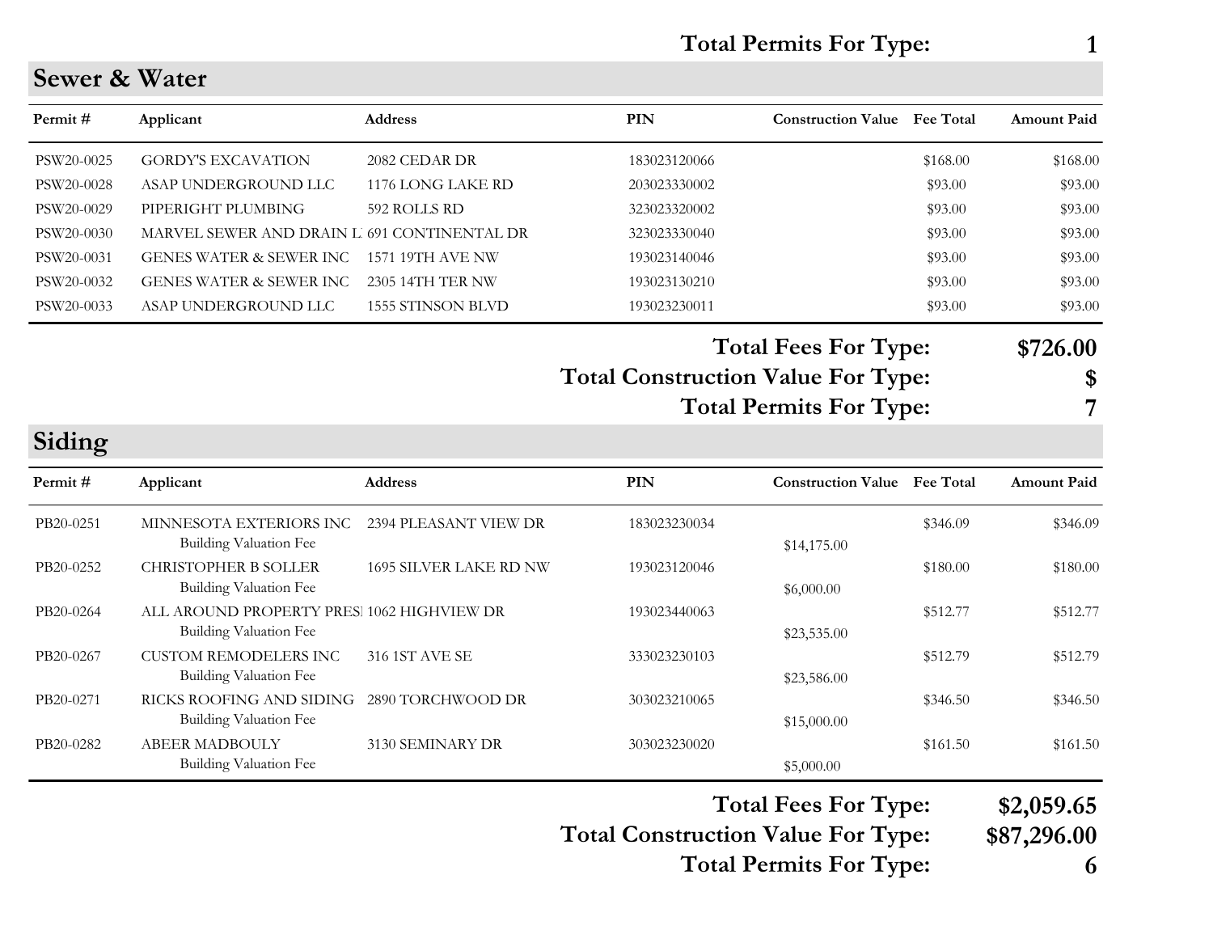**Total Permits For Type:** **1**

## Sewer & Water

| Permit # | Applicant | Address | PIN | Construction Value | Fee Total | Amount Paid |
|---|---|---|---|---|---|---|
| PSW20-0025 | GORDY'S EXCAVATION | 2082 CEDAR DR | 183023120066 | | $168.00 | $168.00 |
| PSW20-0028 | ASAP UNDERGROUND LLC | 1176 LONG LAKE RD | 203023330002 | | $93.00 | $93.00 |
| PSW20-0029 | PIPERIGHT PLUMBING | 592 ROLLS RD | 323023320002 | | $93.00 | $93.00 |
| PSW20-0030 | MARVEL SEWER AND DRAIN L | 691 CONTINENTAL DR | 323023330040 | | $93.00 | $93.00 |
| PSW20-0031 | GENES WATER & SEWER INC | 1571 19TH AVE NW | 193023140046 | | $93.00 | $93.00 |
| PSW20-0032 | GENES WATER & SEWER INC | 2305 14TH TER NW | 193023130210 | | $93.00 | $93.00 |
| PSW20-0033 | ASAP UNDERGROUND LLC | 1555 STINSON BLVD | 193023230011 | | $93.00 | $93.00 |

**Total Fees For Type:** **$726.00**
**Total Construction Value For Type:** **$**
**Total Permits For Type:** **7**

## Siding

| Permit # | Applicant | Address | PIN | Construction Value | Fee Total | Amount Paid |
|---|---|---|---|---|---|---|
| PB20-0251 | MINNESOTA EXTERIORS INC | 2394 PLEASANT VIEW DR | 183023230034 | | $346.09 | $346.09 |
| | Building Valuation Fee | | | $14,175.00 | | |
| PB20-0252 | CHRISTOPHER B SOLLER | 1695 SILVER LAKE RD NW | 193023120046 | | $180.00 | $180.00 |
| | Building Valuation Fee | | | $6,000.00 | | |
| PB20-0264 | ALL AROUND PROPERTY PRESI | 1062 HIGHVIEW DR | 193023440063 | | $512.77 | $512.77 |
| | Building Valuation Fee | | | $23,535.00 | | |
| PB20-0267 | CUSTOM REMODELERS INC | 316 1ST AVE SE | 333023230103 | | $512.79 | $512.79 |
| | Building Valuation Fee | | | $23,586.00 | | |
| PB20-0271 | RICKS ROOFING AND SIDING | 2890 TORCHWOOD DR | 303023210065 | | $346.50 | $346.50 |
| | Building Valuation Fee | | | $15,000.00 | | |
| PB20-0282 | ABEER MADBOULY | 3130 SEMINARY DR | 303023230020 | | $161.50 | $161.50 |
| | Building Valuation Fee | | | $5,000.00 | | |

**Total Fees For Type:** **$2,059.65**
**Total Construction Value For Type:** **$87,296.00**
**Total Permits For Type:** **6**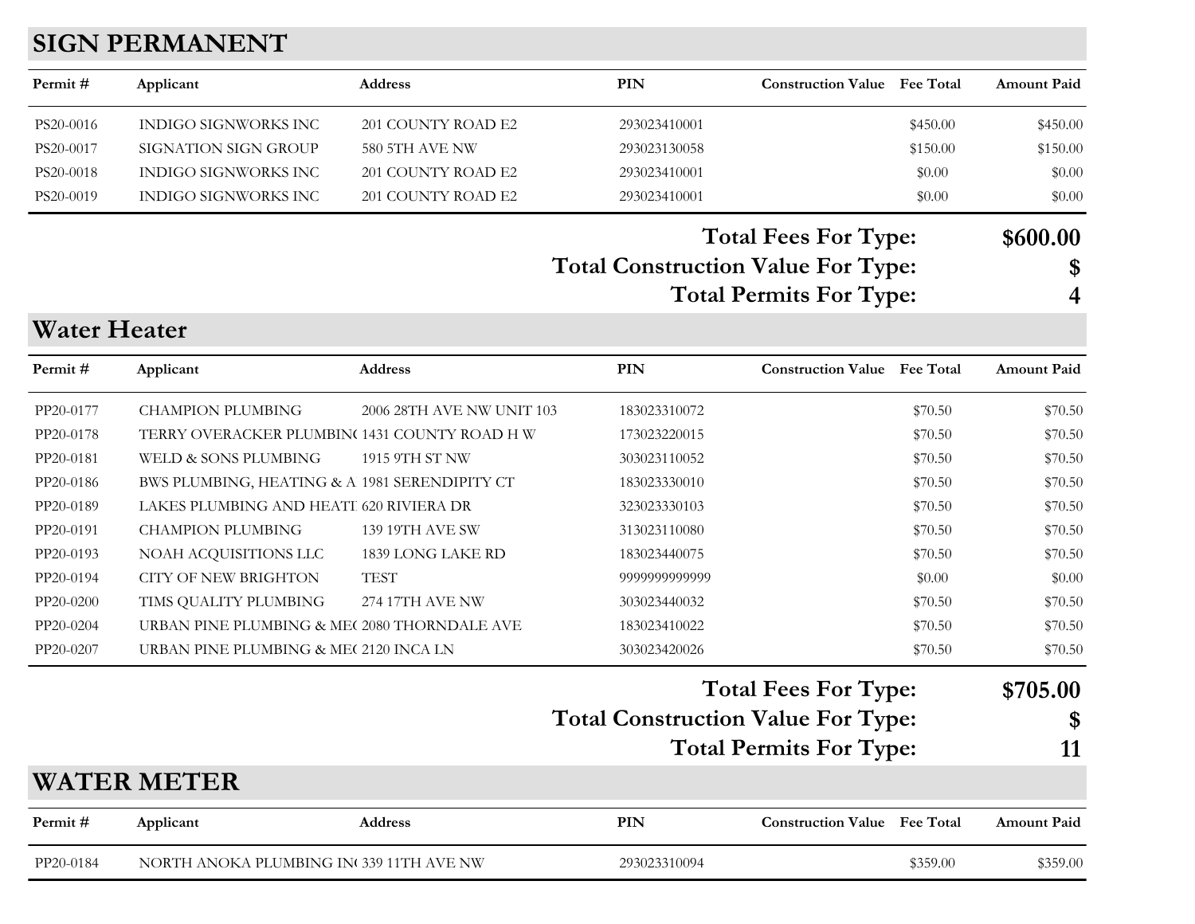## SIGN PERMANENT

| Permit # | Applicant | Address | PIN | Construction Value | Fee Total | Amount Paid |
|---|---|---|---|---|---|---|
| PS20-0016 | INDIGO SIGNWORKS INC | 201 COUNTY ROAD E2 | 293023410001 | | $450.00 | $450.00 |
| PS20-0017 | SIGNATION SIGN GROUP | 580 5TH AVE NW | 293023130058 | | $150.00 | $150.00 |
| PS20-0018 | INDIGO SIGNWORKS INC | 201 COUNTY ROAD E2 | 293023410001 | | $0.00 | $0.00 |
| PS20-0019 | INDIGO SIGNWORKS INC | 201 COUNTY ROAD E2 | 293023410001 | | $0.00 | $0.00 |

**Total Fees For Type: $600.00**

**Total Construction Value For Type: $**

**Total Permits For Type: 4**

## Water Heater

| Permit # | Applicant | Address | PIN | Construction Value | Fee Total | Amount Paid |
|---|---|---|---|---|---|---|
| PP20-0177 | CHAMPION PLUMBING | 2006 28TH AVE NW UNIT 103 | 183023310072 | | $70.50 | $70.50 |
| PP20-0178 | TERRY OVERACKER PLUMBIN( | 1431 COUNTY ROAD H W | 173023220015 | | $70.50 | $70.50 |
| PP20-0181 | WELD & SONS PLUMBING | 1915 9TH ST NW | 303023110052 | | $70.50 | $70.50 |
| PP20-0186 | BWS PLUMBING, HEATING & A | 1981 SERENDIPITY CT | 183023330010 | | $70.50 | $70.50 |
| PP20-0189 | LAKES PLUMBING AND HEATI | 620 RIVIERA DR | 323023330103 | | $70.50 | $70.50 |
| PP20-0191 | CHAMPION PLUMBING | 139 19TH AVE SW | 313023110080 | | $70.50 | $70.50 |
| PP20-0193 | NOAH ACQUISITIONS LLC | 1839 LONG LAKE RD | 183023440075 | | $70.50 | $70.50 |
| PP20-0194 | CITY OF NEW BRIGHTON | TEST | 9999999999999 | | $0.00 | $0.00 |
| PP20-0200 | TIMS QUALITY PLUMBING | 274 17TH AVE NW | 303023440032 | | $70.50 | $70.50 |
| PP20-0204 | URBAN PINE PLUMBING & ME( | 2080 THORNDALE AVE | 183023410022 | | $70.50 | $70.50 |
| PP20-0207 | URBAN PINE PLUMBING & ME( | 2120 INCA LN | 303023420026 | | $70.50 | $70.50 |

**Total Fees For Type: $705.00**

**Total Construction Value For Type: $**

**Total Permits For Type: 11**

## WATER METER

| Permit # | Applicant | Address | PIN | Construction Value | Fee Total | Amount Paid |
|---|---|---|---|---|---|---|
| PP20-0184 | NORTH ANOKA PLUMBING IN( | 339 11TH AVE NW | 293023310094 | | $359.00 | $359.00 |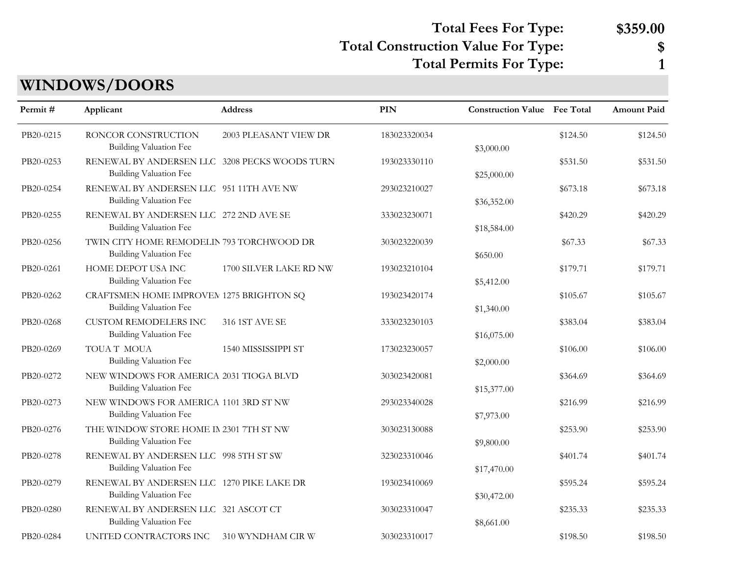**Total Fees For Type: $359.00**

**Total Construction Value For Type: $**

**Total Permits For Type: 1**

## WINDOWS/DOORS

| Permit # | Applicant | Address | PIN | Construction Value | Fee Total | Amount Paid |
|---|---|---|---|---|---|---|
| PB20-0215 | RONCOR CONSTRUCTION | 2003 PLEASANT VIEW DR | 183023320034 | | $124.50 | $124.50 |
| | Building Valuation Fee | | | $3,000.00 | | |
| PB20-0253 | RENEWAL BY ANDERSEN LLC | 3208 PECKS WOODS TURN | 193023330110 | | $531.50 | $531.50 |
| | Building Valuation Fee | | | $25,000.00 | | |
| PB20-0254 | RENEWAL BY ANDERSEN LLC | 951 11TH AVE NW | 293023210027 | | $673.18 | $673.18 |
| | Building Valuation Fee | | | $36,352.00 | | |
| PB20-0255 | RENEWAL BY ANDERSEN LLC | 272 2ND AVE SE | 333023230071 | | $420.29 | $420.29 |
| | Building Valuation Fee | | | $18,584.00 | | |
| PB20-0256 | TWIN CITY HOME REMODELIN | 793 TORCHWOOD DR | 303023220039 | | $67.33 | $67.33 |
| | Building Valuation Fee | | | $650.00 | | |
| PB20-0261 | HOME DEPOT USA INC | 1700 SILVER LAKE RD NW | 193023210104 | | $179.71 | $179.71 |
| | Building Valuation Fee | | | $5,412.00 | | |
| PB20-0262 | CRAFTSMEN HOME IMPROVEM | 1275 BRIGHTON SQ | 193023420174 | | $105.67 | $105.67 |
| | Building Valuation Fee | | | $1,340.00 | | |
| PB20-0268 | CUSTOM REMODELERS INC | 316 1ST AVE SE | 333023230103 | | $383.04 | $383.04 |
| | Building Valuation Fee | | | $16,075.00 | | |
| PB20-0269 | TOUA T MOUA | 1540 MISSISSIPPI ST | 173023230057 | | $106.00 | $106.00 |
| | Building Valuation Fee | | | $2,000.00 | | |
| PB20-0272 | NEW WINDOWS FOR AMERICA | 2031 TIOGA BLVD | 303023420081 | | $364.69 | $364.69 |
| | Building Valuation Fee | | | $15,377.00 | | |
| PB20-0273 | NEW WINDOWS FOR AMERICA | 1101 3RD ST NW | 293023340028 | | $216.99 | $216.99 |
| | Building Valuation Fee | | | $7,973.00 | | |
| PB20-0276 | THE WINDOW STORE HOME IM | 2301 7TH ST NW | 303023130088 | | $253.90 | $253.90 |
| | Building Valuation Fee | | | $9,800.00 | | |
| PB20-0278 | RENEWAL BY ANDERSEN LLC | 998 5TH ST SW | 323023310046 | | $401.74 | $401.74 |
| | Building Valuation Fee | | | $17,470.00 | | |
| PB20-0279 | RENEWAL BY ANDERSEN LLC | 1270 PIKE LAKE DR | 193023410069 | | $595.24 | $595.24 |
| | Building Valuation Fee | | | $30,472.00 | | |
| PB20-0280 | RENEWAL BY ANDERSEN LLC | 321 ASCOT CT | 303023310047 | | $235.33 | $235.33 |
| | Building Valuation Fee | | | $8,661.00 | | |
| PB20-0284 | UNITED CONTRACTORS INC | 310 WYNDHAM CIR W | 303023310017 | | $198.50 | $198.50 |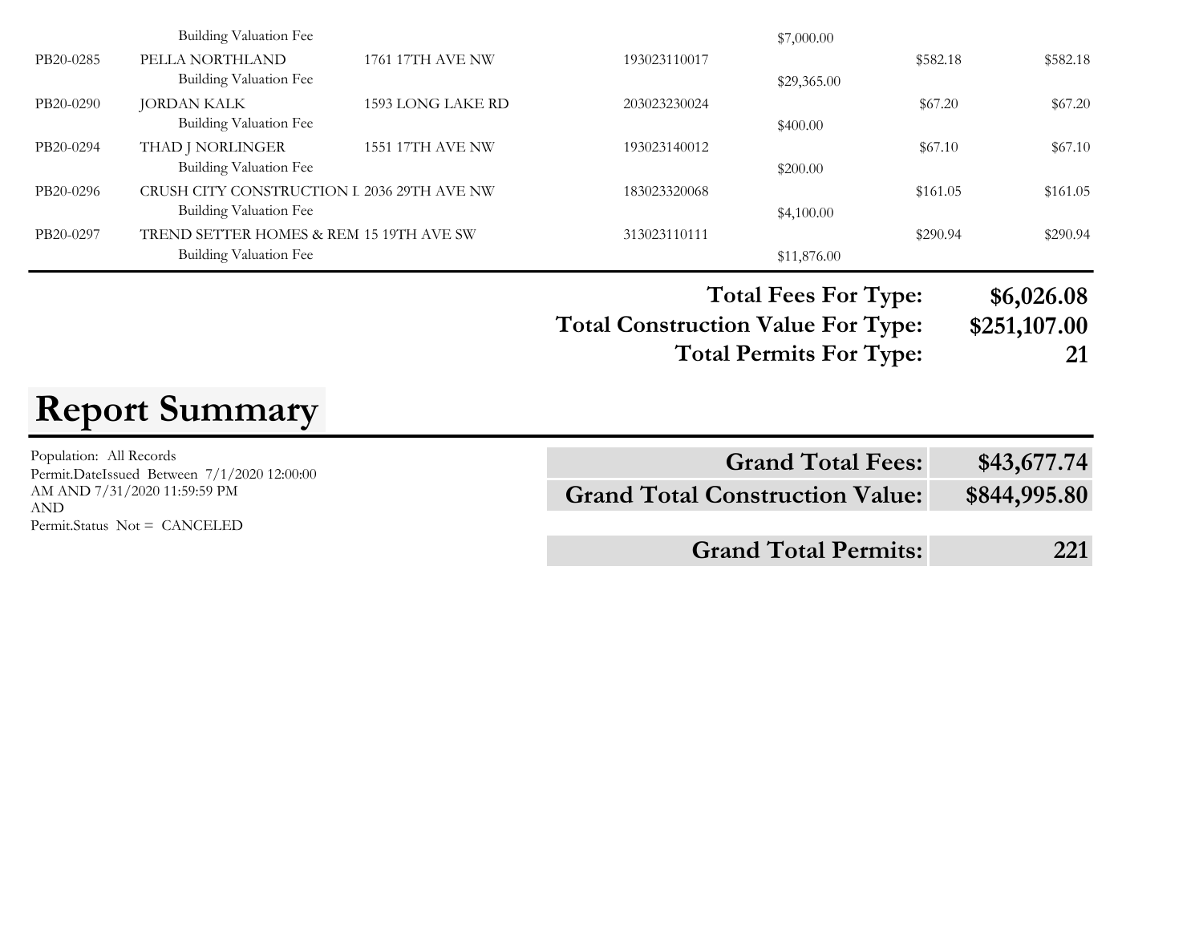| | | | | | | |
|---|---|---|---|---|---|---|
| | Building Valuation Fee | | | $7,000.00 | | |
| PB20-0285 | PELLA NORTHLAND | 1761 17TH AVE NW | 193023110017 | | $582.18 | $582.18 |
| | Building Valuation Fee | | | $29,365.00 | | |
| PB20-0290 | JORDAN KALK | 1593 LONG LAKE RD | 203023230024 | | $67.20 | $67.20 |
| | Building Valuation Fee | | | $400.00 | | |
| PB20-0294 | THAD J NORLINGER | 1551 17TH AVE NW | 193023140012 | | $67.10 | $67.10 |
| | Building Valuation Fee | | | $200.00 | | |
| PB20-0296 | CRUSH CITY CONSTRUCTION L | 2036 29TH AVE NW | 183023320068 | | $161.05 | $161.05 |
| | Building Valuation Fee | | | $4,100.00 | | |
| PB20-0297 | TREND SETTER HOMES & REM | 15 19TH AVE SW | 313023110111 | | $290.94 | $290.94 |
| | Building Valuation Fee | | | $11,876.00 | | |

**Total Fees For Type:** **$6,026.08**

**Total Construction Value For Type:** **$251,107.00**

**Total Permits For Type:** **21**

# Report Summary

Population: All Records
Permit.DateIssued Between 7/1/2020 12:00:00 AM AND 7/31/2020 11:59:59 PM
AND
Permit.Status Not = CANCELED

| | |
|---|---|
| **Grand Total Fees:** | **$43,677.74** |
| **Grand Total Construction Value:** | **$844,995.80** |
| **Grand Total Permits:** | **221** |